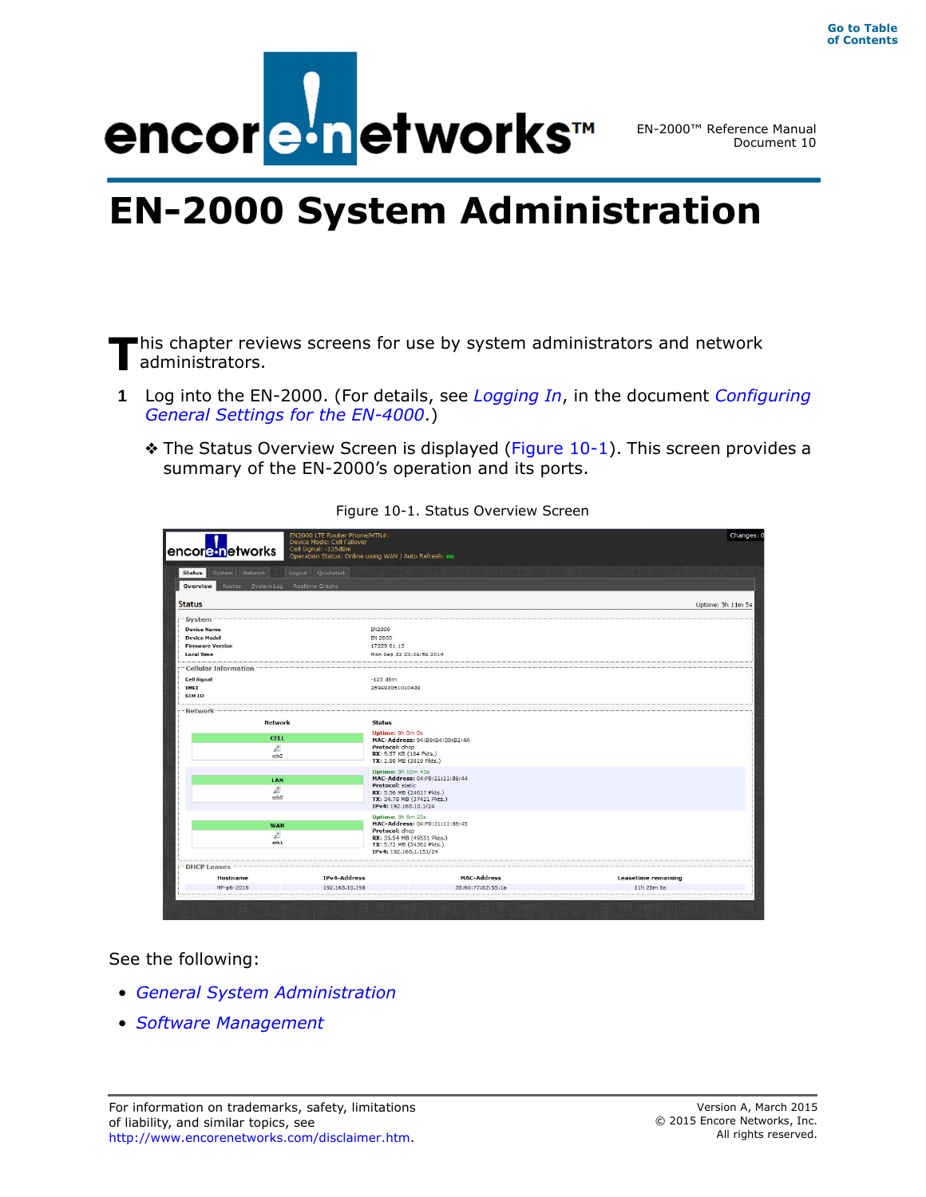# EN-2000 System Administration

This chapter reviews screens for use by system administrators and network administrators.

1. Log into the EN-2000. (For details, see *Logging In*, in the document *Configuring General Settings for the EN-4000*.)

   ❖ The Status Overview Screen is displayed (Figure 10-1). This screen provides a summary of the EN-2000's operation and its ports.

Figure 10-1. Status Overview Screen

See the following:

- *General System Administration*
- *Software Management*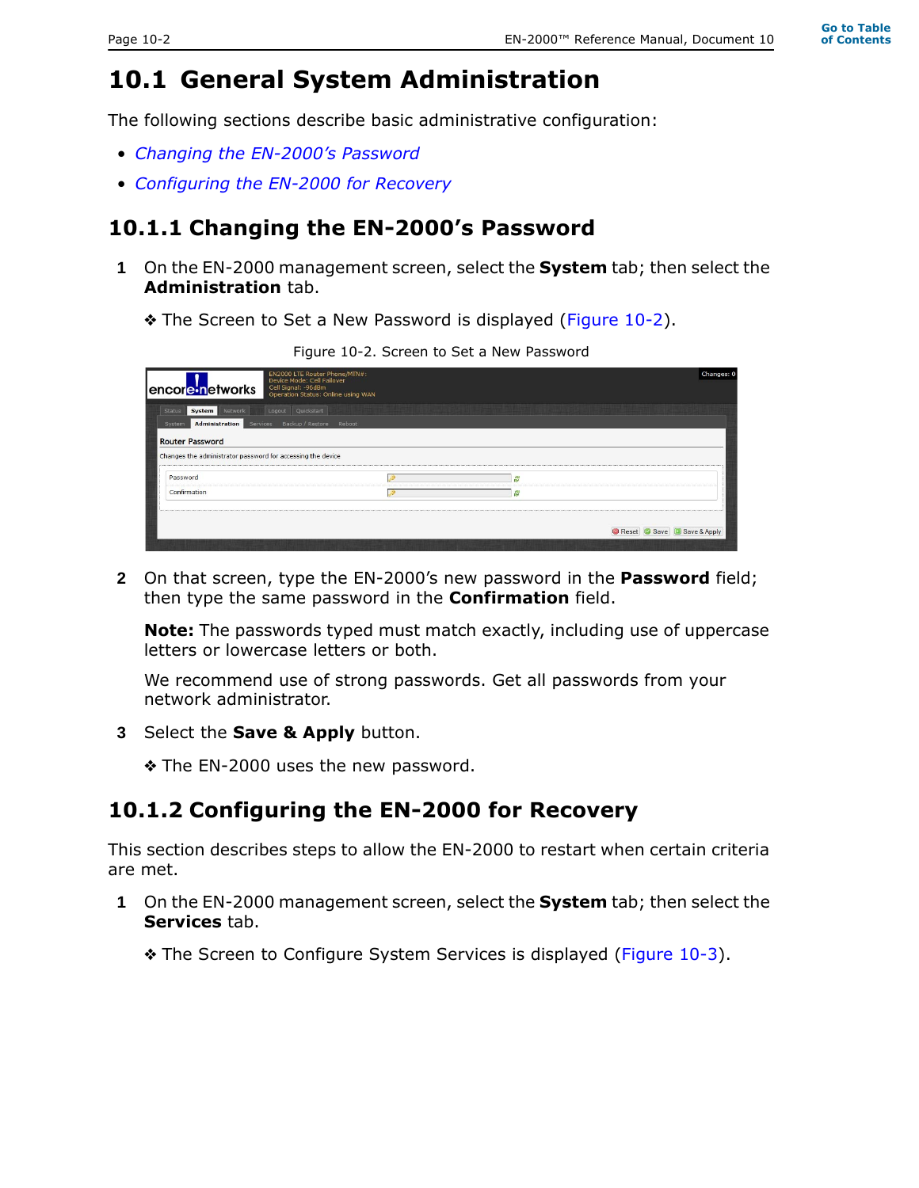# 10.1 General System Administration

The following sections describe basic administrative configuration:

- *Changing the EN-2000's Password*
- *Configuring the EN-2000 for Recovery*

## 10.1.1 Changing the EN-2000's Password

**1** On the EN-2000 management screen, select the **System** tab; then select the **Administration** tab.

❖ The Screen to Set a New Password is displayed (Figure 10-2).

Figure 10-2. Screen to Set a New Password

**2** On that screen, type the EN-2000's new password in the **Password** field; then type the same password in the **Confirmation** field.

**Note:** The passwords typed must match exactly, including use of uppercase letters or lowercase letters or both.

We recommend use of strong passwords. Get all passwords from your network administrator.

**3** Select the **Save & Apply** button.

❖ The EN-2000 uses the new password.

## 10.1.2 Configuring the EN-2000 for Recovery

This section describes steps to allow the EN-2000 to restart when certain criteria are met.

**1** On the EN-2000 management screen, select the **System** tab; then select the **Services** tab.

❖ The Screen to Configure System Services is displayed (Figure 10-3).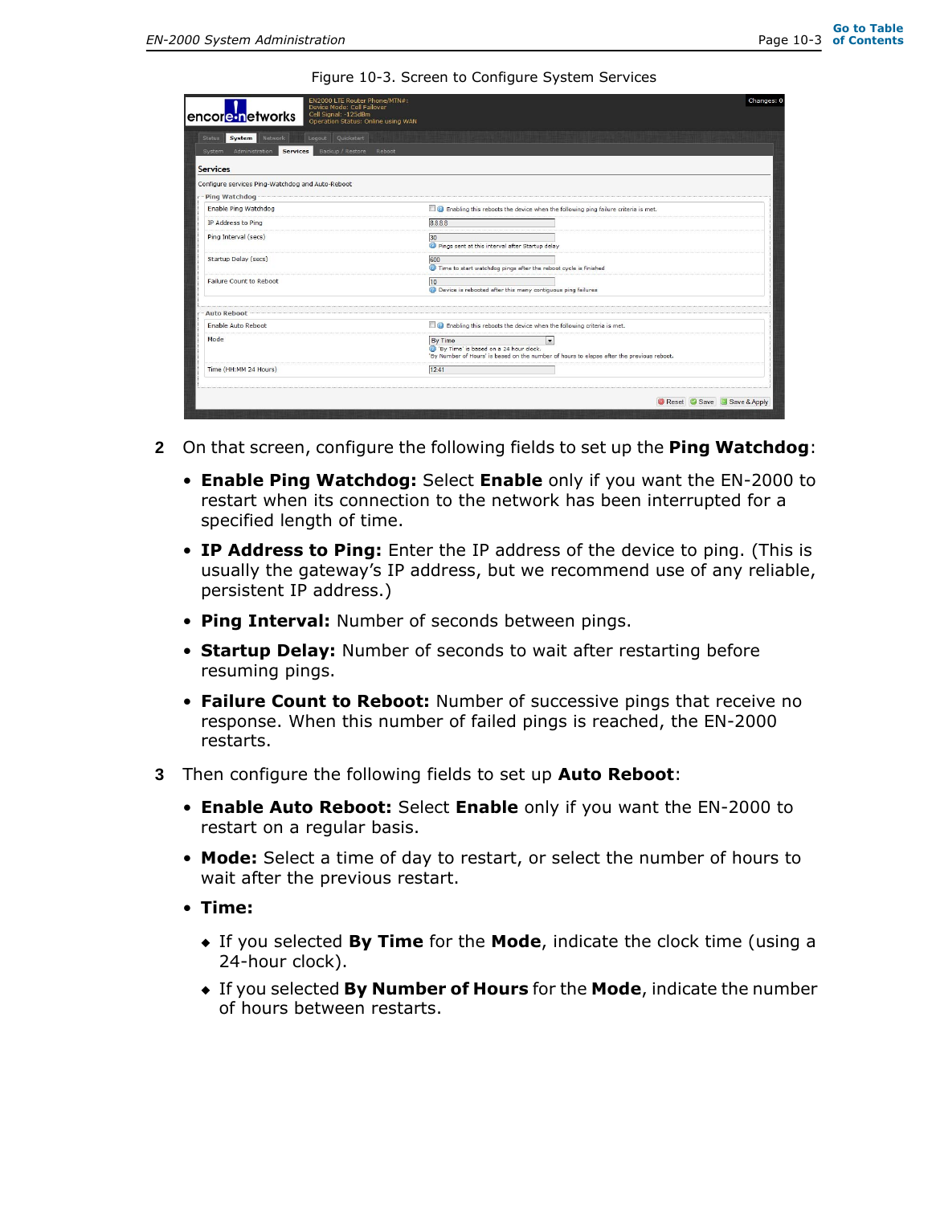Figure 10-3. Screen to Configure System Services

2 On that screen, configure the following fields to set up the **Ping Watchdog**:

- **Enable Ping Watchdog:** Select **Enable** only if you want the EN-2000 to restart when its connection to the network has been interrupted for a specified length of time.
- **IP Address to Ping:** Enter the IP address of the device to ping. (This is usually the gateway's IP address, but we recommend use of any reliable, persistent IP address.)
- **Ping Interval:** Number of seconds between pings.
- **Startup Delay:** Number of seconds to wait after restarting before resuming pings.
- **Failure Count to Reboot:** Number of successive pings that receive no response. When this number of failed pings is reached, the EN-2000 restarts.

3 Then configure the following fields to set up **Auto Reboot**:

- **Enable Auto Reboot:** Select **Enable** only if you want the EN-2000 to restart on a regular basis.
- **Mode:** Select a time of day to restart, or select the number of hours to wait after the previous restart.
- **Time:**
  - If you selected **By Time** for the **Mode**, indicate the clock time (using a 24-hour clock).
  - If you selected **By Number of Hours** for the **Mode**, indicate the number of hours between restarts.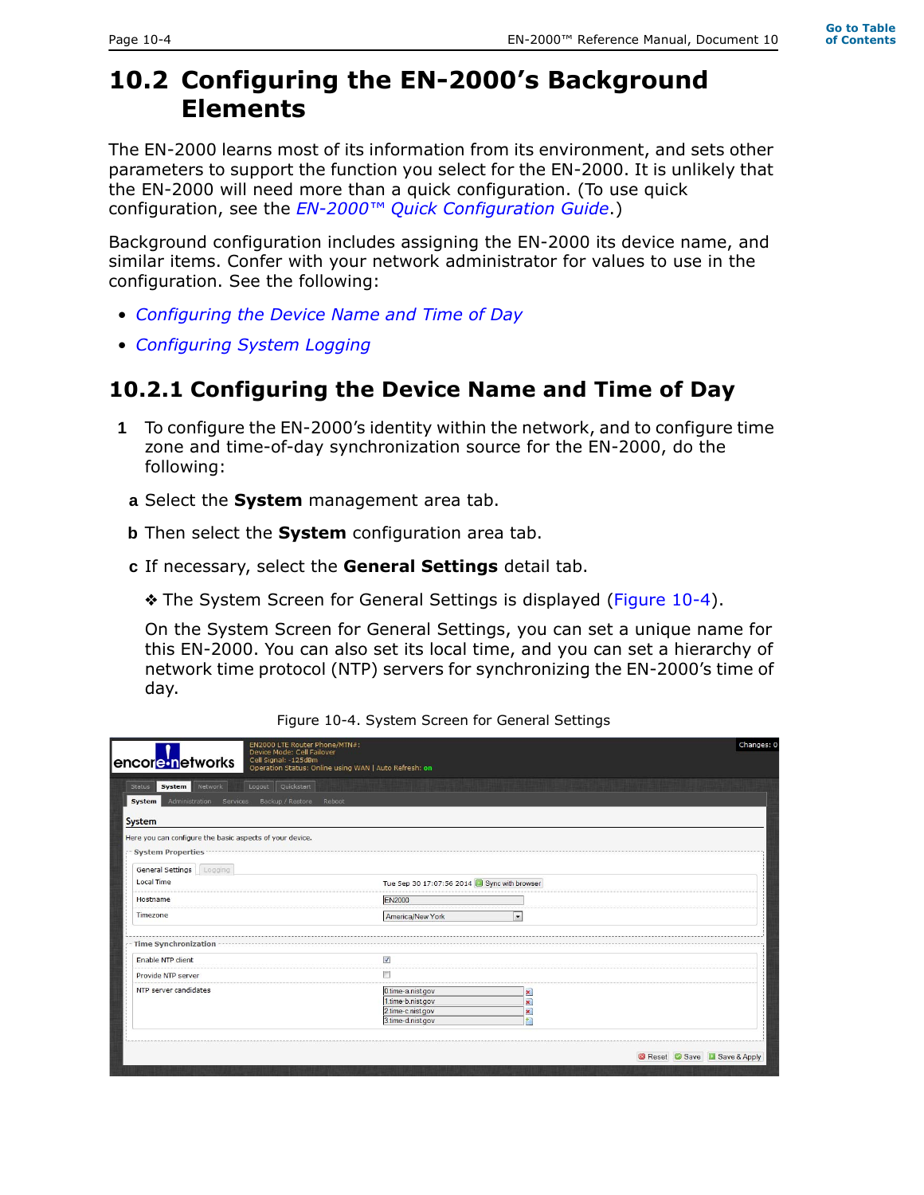## 10.2 Configuring the EN-2000's Background Elements

The EN-2000 learns most of its information from its environment, and sets other parameters to support the function you select for the EN-2000. It is unlikely that the EN-2000 will need more than a quick configuration. (To use quick configuration, see the *EN-2000™ Quick Configuration Guide*.)

Background configuration includes assigning the EN-2000 its device name, and similar items. Confer with your network administrator for values to use in the configuration. See the following:

- *Configuring the Device Name and Time of Day*
- *Configuring System Logging*

### 10.2.1 Configuring the Device Name and Time of Day

**1** To configure the EN-2000's identity within the network, and to configure time zone and time-of-day synchronization source for the EN-2000, do the following:

**a** Select the **System** management area tab.

**b** Then select the **System** configuration area tab.

**c** If necessary, select the **General Settings** detail tab.

❖ The System Screen for General Settings is displayed (Figure 10-4).

On the System Screen for General Settings, you can set a unique name for this EN-2000. You can also set its local time, and you can set a hierarchy of network time protocol (NTP) servers for synchronizing the EN-2000's time of day.

Figure 10-4. System Screen for General Settings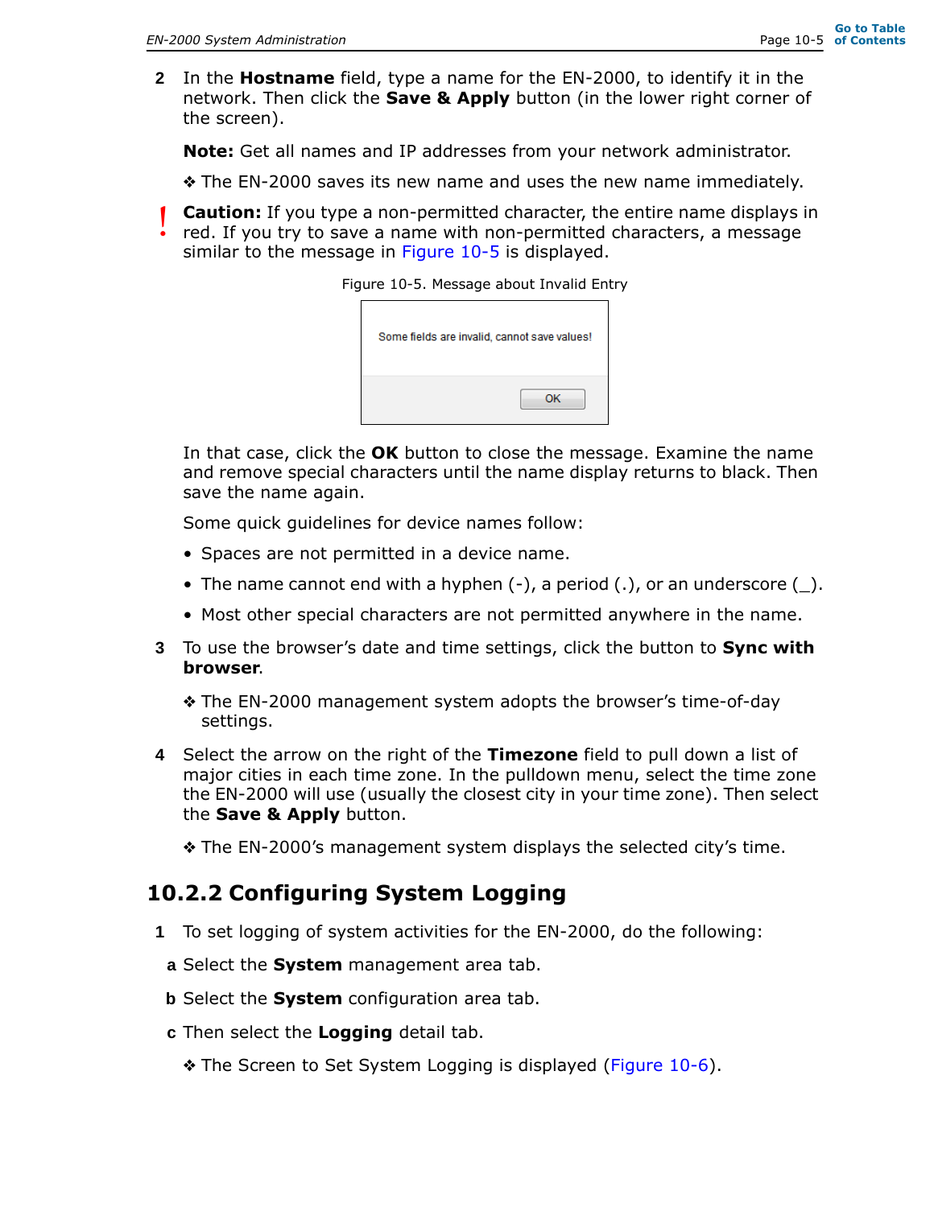2 In the **Hostname** field, type a name for the EN-2000, to identify it in the network. Then click the **Save & Apply** button (in the lower right corner of the screen).

**Note:** Get all names and IP addresses from your network administrator.

❖ The EN-2000 saves its new name and uses the new name immediately.

**Caution:** If you type a non-permitted character, the entire name displays in red. If you try to save a name with non-permitted characters, a message similar to the message in Figure 10-5 is displayed.

Figure 10-5. Message about Invalid Entry

Some fields are invalid, cannot save values!

OK

In that case, click the **OK** button to close the message. Examine the name and remove special characters until the name display returns to black. Then save the name again.

Some quick guidelines for device names follow:

- Spaces are not permitted in a device name.
- The name cannot end with a hyphen (-), a period (.), or an underscore (_).
- Most other special characters are not permitted anywhere in the name.

3 To use the browser's date and time settings, click the button to **Sync with browser**.

❖ The EN-2000 management system adopts the browser's time-of-day settings.

4 Select the arrow on the right of the **Timezone** field to pull down a list of major cities in each time zone. In the pulldown menu, select the time zone the EN-2000 will use (usually the closest city in your time zone). Then select the **Save & Apply** button.

❖ The EN-2000's management system displays the selected city's time.

## 10.2.2 Configuring System Logging

1 To set logging of system activities for the EN-2000, do the following:

a Select the **System** management area tab.

b Select the **System** configuration area tab.

c Then select the **Logging** detail tab.

❖ The Screen to Set System Logging is displayed (Figure 10-6).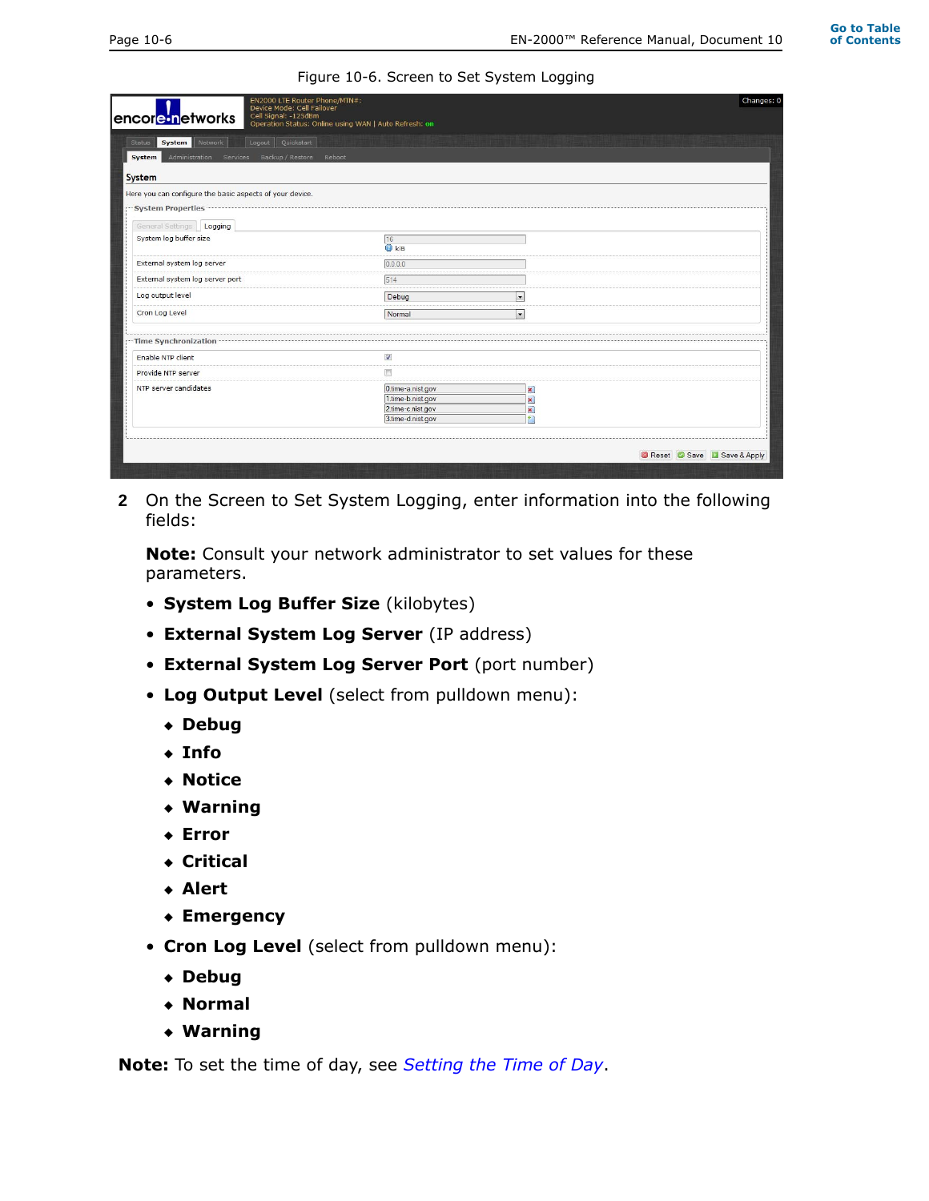Figure 10-6. Screen to Set System Logging

2 On the Screen to Set System Logging, enter information into the following fields:

**Note:** Consult your network administrator to set values for these parameters.

- **System Log Buffer Size** (kilobytes)
- **External System Log Server** (IP address)
- **External System Log Server Port** (port number)
- **Log Output Level** (select from pulldown menu):
  - **Debug**
  - **Info**
  - **Notice**
  - **Warning**
  - **Error**
  - **Critical**
  - **Alert**
  - **Emergency**
- **Cron Log Level** (select from pulldown menu):
  - **Debug**
  - **Normal**
  - **Warning**

**Note:** To set the time of day, see *Setting the Time of Day*.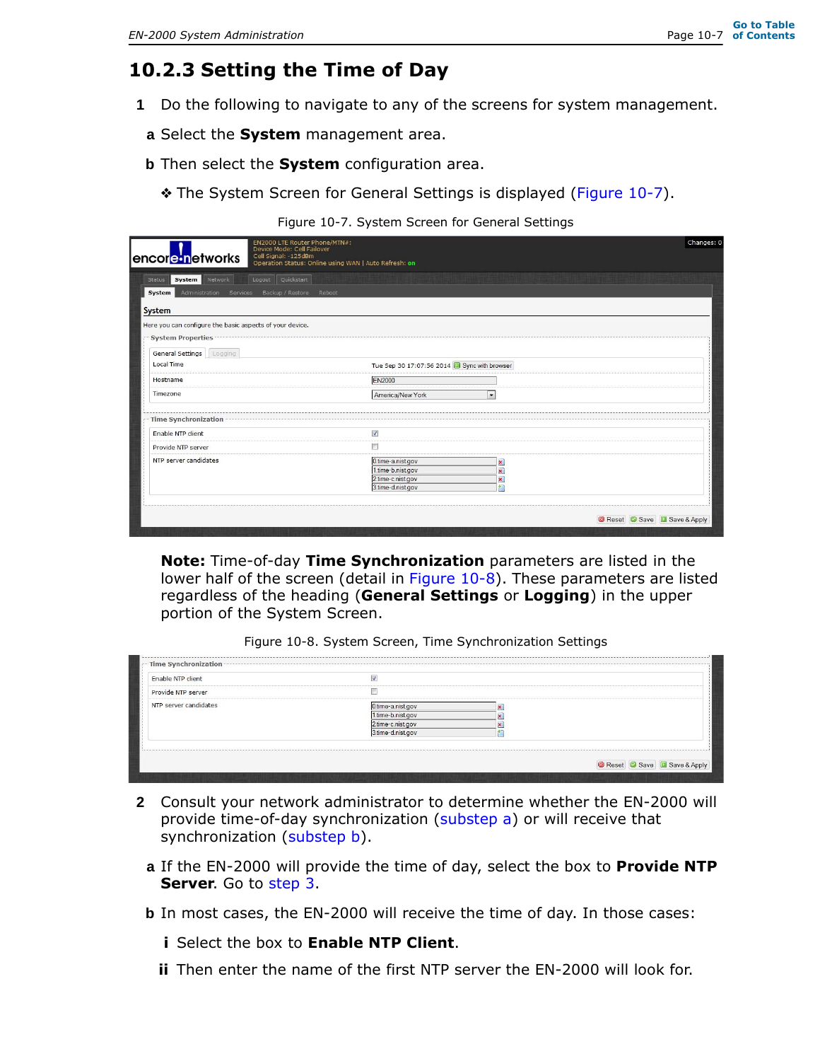## 10.2.3 Setting the Time of Day

1 Do the following to navigate to any of the screens for system management.

**a** Select the **System** management area.

**b** Then select the **System** configuration area.

❖ The System Screen for General Settings is displayed (Figure 10-7).

Figure 10-7. System Screen for General Settings

**Note:** Time-of-day **Time Synchronization** parameters are listed in the lower half of the screen (detail in Figure 10-8). These parameters are listed regardless of the heading (**General Settings** or **Logging**) in the upper portion of the System Screen.

Figure 10-8. System Screen, Time Synchronization Settings

2 Consult your network administrator to determine whether the EN-2000 will provide time-of-day synchronization (substep a) or will receive that synchronization (substep b).

**a** If the EN-2000 will provide the time of day, select the box to **Provide NTP Server**. Go to step 3.

**b** In most cases, the EN-2000 will receive the time of day. In those cases:

**i** Select the box to **Enable NTP Client**.

**ii** Then enter the name of the first NTP server the EN-2000 will look for.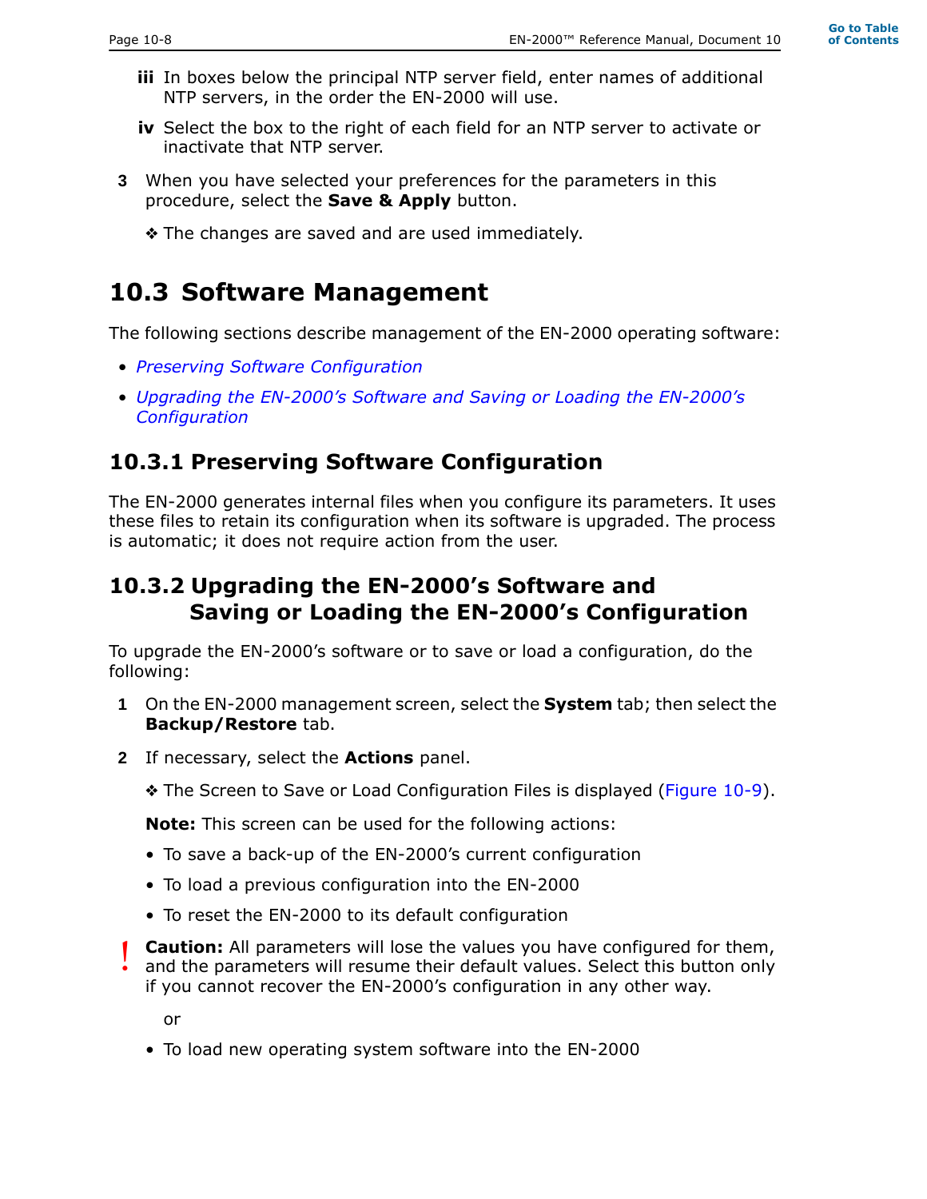**iii** In boxes below the principal NTP server field, enter names of additional NTP servers, in the order the EN-2000 will use.

**iv** Select the box to the right of each field for an NTP server to activate or inactivate that NTP server.

3 When you have selected your preferences for the parameters in this procedure, select the **Save & Apply** button.

❖ The changes are saved and are used immediately.

# 10.3 Software Management

The following sections describe management of the EN-2000 operating software:

- *Preserving Software Configuration*
- *Upgrading the EN-2000's Software and Saving or Loading the EN-2000's Configuration*

## 10.3.1 Preserving Software Configuration

The EN-2000 generates internal files when you configure its parameters. It uses these files to retain its configuration when its software is upgraded. The process is automatic; it does not require action from the user.

## 10.3.2 Upgrading the EN-2000's Software and Saving or Loading the EN-2000's Configuration

To upgrade the EN-2000's software or to save or load a configuration, do the following:

1 On the EN-2000 management screen, select the **System** tab; then select the **Backup/Restore** tab.

2 If necessary, select the **Actions** panel.

❖ The Screen to Save or Load Configuration Files is displayed (Figure 10-9).

**Note:** This screen can be used for the following actions:

- To save a back-up of the EN-2000's current configuration
- To load a previous configuration into the EN-2000
- To reset the EN-2000 to its default configuration

! **Caution:** All parameters will lose the values you have configured for them, and the parameters will resume their default values. Select this button only if you cannot recover the EN-2000's configuration in any other way.

or

- To load new operating system software into the EN-2000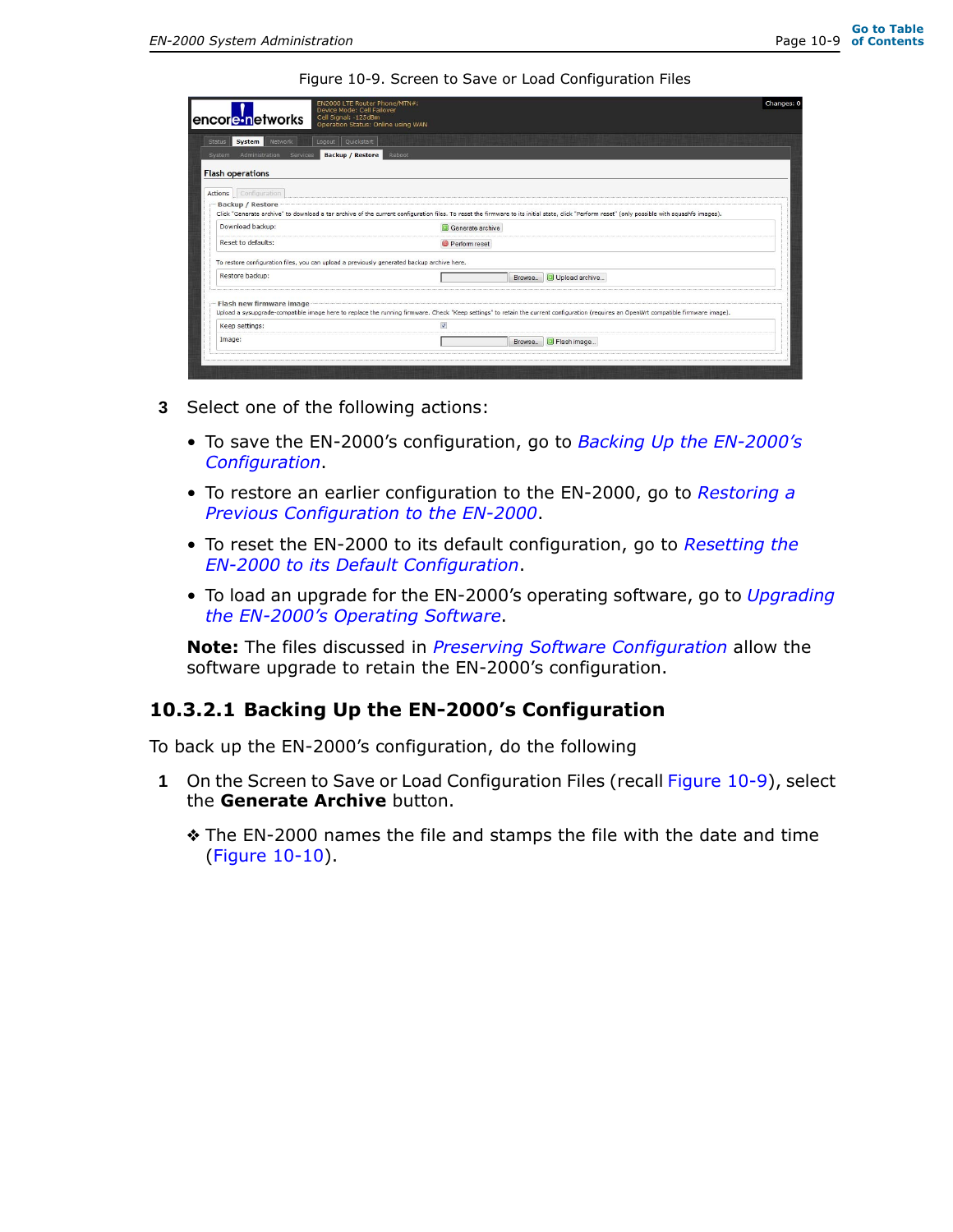Figure 10-9. Screen to Save or Load Configuration Files

3 Select one of the following actions:

- To save the EN-2000's configuration, go to *Backing Up the EN-2000's Configuration*.
- To restore an earlier configuration to the EN-2000, go to *Restoring a Previous Configuration to the EN-2000*.
- To reset the EN-2000 to its default configuration, go to *Resetting the EN-2000 to its Default Configuration*.
- To load an upgrade for the EN-2000's operating software, go to *Upgrading the EN-2000's Operating Software*.

**Note:** The files discussed in *Preserving Software Configuration* allow the software upgrade to retain the EN-2000's configuration.

### 10.3.2.1 Backing Up the EN-2000's Configuration

To back up the EN-2000's configuration, do the following

1 On the Screen to Save or Load Configuration Files (recall Figure 10-9), select the **Generate Archive** button.

❖ The EN-2000 names the file and stamps the file with the date and time (Figure 10-10).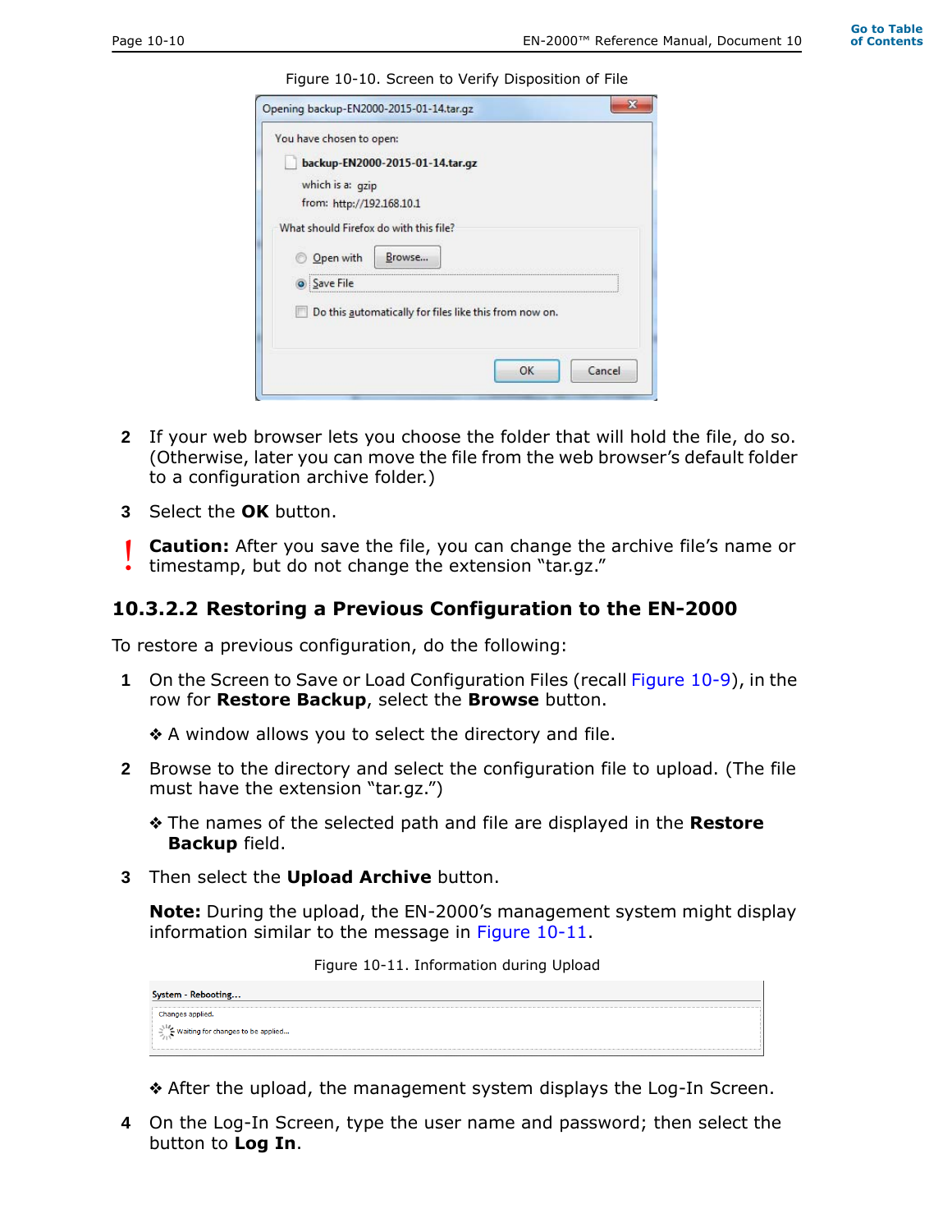Figure 10-10. Screen to Verify Disposition of File

2 If your web browser lets you choose the folder that will hold the file, do so. (Otherwise, later you can move the file from the web browser's default folder to a configuration archive folder.)

3 Select the **OK** button.

! **Caution:** After you save the file, you can change the archive file's name or timestamp, but do not change the extension "tar.gz."

### 10.3.2.2 Restoring a Previous Configuration to the EN-2000

To restore a previous configuration, do the following:

1 On the Screen to Save or Load Configuration Files (recall Figure 10-9), in the row for **Restore Backup**, select the **Browse** button.

   ❖ A window allows you to select the directory and file.

2 Browse to the directory and select the configuration file to upload. (The file must have the extension "tar.gz.")

   ❖ The names of the selected path and file are displayed in the **Restore Backup** field.

3 Then select the **Upload Archive** button.

   **Note:** During the upload, the EN-2000's management system might display information similar to the message in Figure 10-11.

Figure 10-11. Information during Upload

   ❖ After the upload, the management system displays the Log-In Screen.

4 On the Log-In Screen, type the user name and password; then select the button to **Log In**.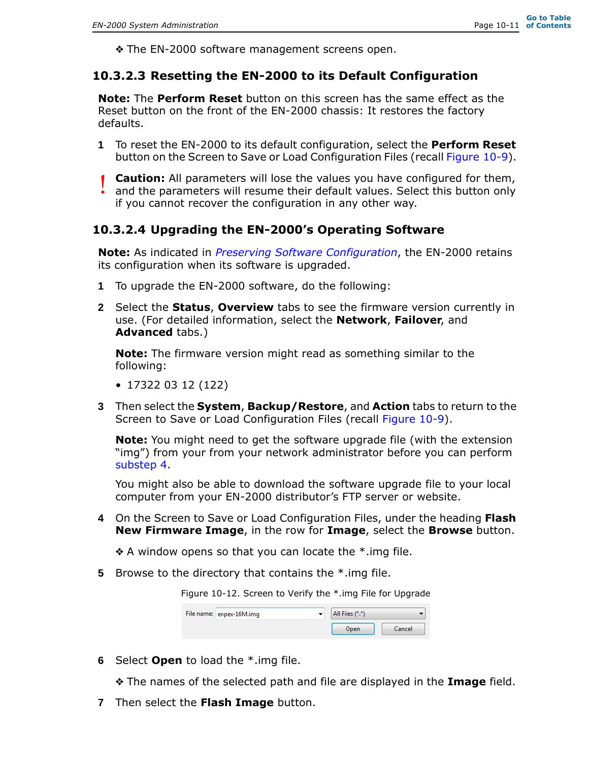❖ The EN-2000 software management screens open.

### 10.3.2.3 Resetting the EN-2000 to its Default Configuration

**Note:** The **Perform Reset** button on this screen has the same effect as the Reset button on the front of the EN-2000 chassis: It restores the factory defaults.

1 To reset the EN-2000 to its default configuration, select the **Perform Reset** button on the Screen to Save or Load Configuration Files (recall Figure 10-9).

! **Caution:** All parameters will lose the values you have configured for them, and the parameters will resume their default values. Select this button only if you cannot recover the configuration in any other way.

### 10.3.2.4 Upgrading the EN-2000's Operating Software

**Note:** As indicated in *Preserving Software Configuration*, the EN-2000 retains its configuration when its software is upgraded.

1 To upgrade the EN-2000 software, do the following:

2 Select the **Status**, **Overview** tabs to see the firmware version currently in use. (For detailed information, select the **Network**, **Failover**, and **Advanced** tabs.)

   **Note:** The firmware version might read as something similar to the following:

   - 17322 03 12 (122)

3 Then select the **System**, **Backup/Restore**, and **Action** tabs to return to the Screen to Save or Load Configuration Files (recall Figure 10-9).

   **Note:** You might need to get the software upgrade file (with the extension "img") from your from your network administrator before you can perform substep 4.

   You might also be able to download the software upgrade file to your local computer from your EN-2000 distributor's FTP server or website.

4 On the Screen to Save or Load Configuration Files, under the heading **Flash New Firmware Image**, in the row for **Image**, select the **Browse** button.

   ❖ A window opens so that you can locate the *.img file.

5 Browse to the directory that contains the *.img file.

Figure 10-12. Screen to Verify the *.img File for Upgrade

File name: enpex-16M.img | All Files (*.*) | Open | Cancel

6 Select **Open** to load the *.img file.

   ❖ The names of the selected path and file are displayed in the **Image** field.

7 Then select the **Flash Image** button.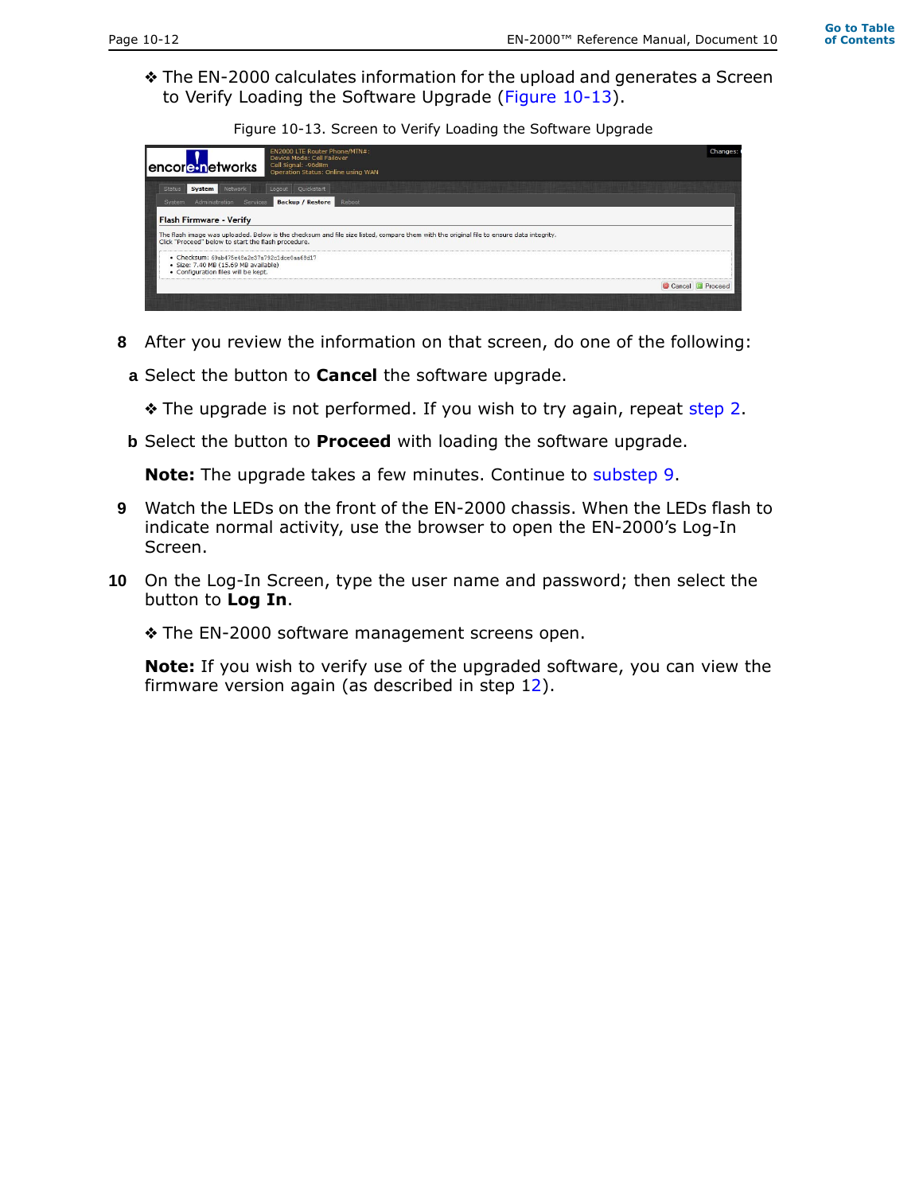❖ The EN-2000 calculates information for the upload and generates a Screen to Verify Loading the Software Upgrade (Figure 10-13).

Figure 10-13. Screen to Verify Loading the Software Upgrade

**8** After you review the information on that screen, do one of the following:

**a** Select the button to **Cancel** the software upgrade.

❖ The upgrade is not performed. If you wish to try again, repeat step 2.

**b** Select the button to **Proceed** with loading the software upgrade.

**Note:** The upgrade takes a few minutes. Continue to substep 9.

**9** Watch the LEDs on the front of the EN-2000 chassis. When the LEDs flash to indicate normal activity, use the browser to open the EN-2000's Log-In Screen.

**10** On the Log-In Screen, type the user name and password; then select the button to **Log In**.

❖ The EN-2000 software management screens open.

**Note:** If you wish to verify use of the upgraded software, you can view the firmware version again (as described in step 12).